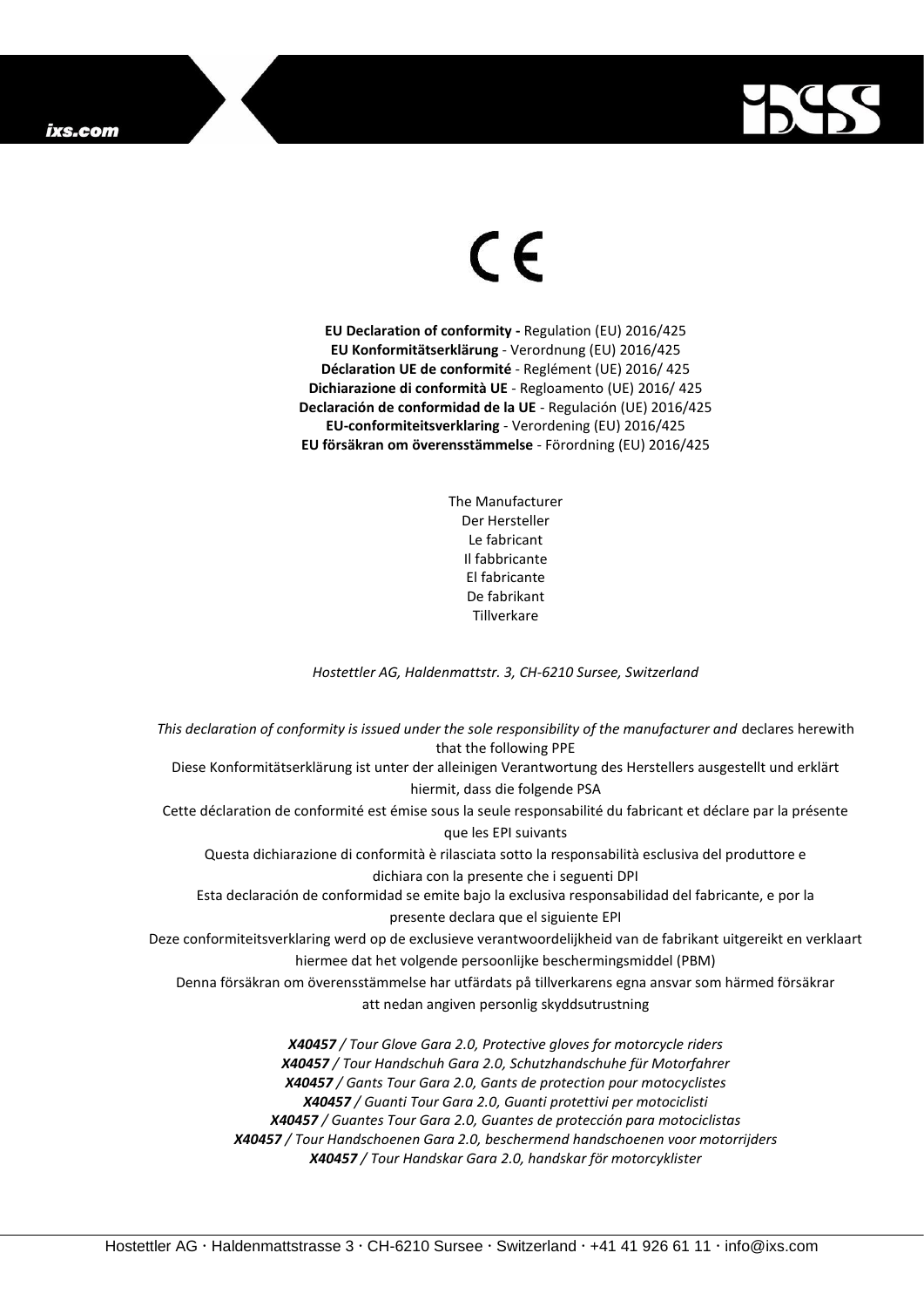CE

**EU Declaration of conformity -** Regulation (EU) 2016/425
**EU Konformitätserklärung** - Verordnung (EU) 2016/425
**Déclaration UE de conformité** - Reglément (UE) 2016/ 425
**Dichiarazione di conformità UE** - Regloamento (UE) 2016/ 425
**Declaración de conformidad de la UE** - Regulación (UE) 2016/425
**EU-conformiteitsverklaring** - Verordening (EU) 2016/425
**EU försäkran om överensstämmelse** - Förordning (EU) 2016/425

The Manufacturer
Der Hersteller
Le fabricant
Il fabbricante
El fabricante
De fabrikant
Tillverkare

*Hostettler AG, Haldenmattstr. 3, CH-6210 Sursee, Switzerland*

*This declaration of conformity is issued under the sole responsibility of the manufacturer and* declares herewith that the following PPE
Diese Konformitätserklärung ist unter der alleinigen Verantwortung des Herstellers ausgestellt und erklärt hiermit, dass die folgende PSA
Cette déclaration de conformité est émise sous la seule responsabilité du fabricant et déclare par la présente que les EPI suivants
Questa dichiarazione di conformità è rilasciata sotto la responsabilità esclusiva del produttore e dichiara con la presente che i seguenti DPI
Esta declaración de conformidad se emite bajo la exclusiva responsabilidad del fabricante, e por la presente declara que el siguiente EPI
Deze conformiteitsverklaring werd op de exclusieve verantwoordelijkheid van de fabrikant uitgereikt en verklaart hiermee dat het volgende persoonlijke beschermingsmiddel (PBM)
Denna försäkran om överensstämmelse har utfärdats på tillverkarens egna ansvar som härmed försäkrar att nedan angiven personlig skyddsutrustning

***X40457** / Tour Glove Gara 2.0, Protective gloves for motorcycle riders*
***X40457** / Tour Handschuh Gara 2.0, Schutzhandschuhe für Motorfahrer*
***X40457** / Gants Tour Gara 2.0, Gants de protection pour motocyclistes*
***X40457** / Guanti Tour Gara 2.0, Guanti protettivi per motociclisti*
***X40457** / Guantes Tour Gara 2.0, Guantes de protección para motociclistas*
***X40457** / Tour Handschoenen Gara 2.0, beschermend handschoenen voor motorrijders*
***X40457** / Tour Handskar Gara 2.0, handskar för motorcyklister*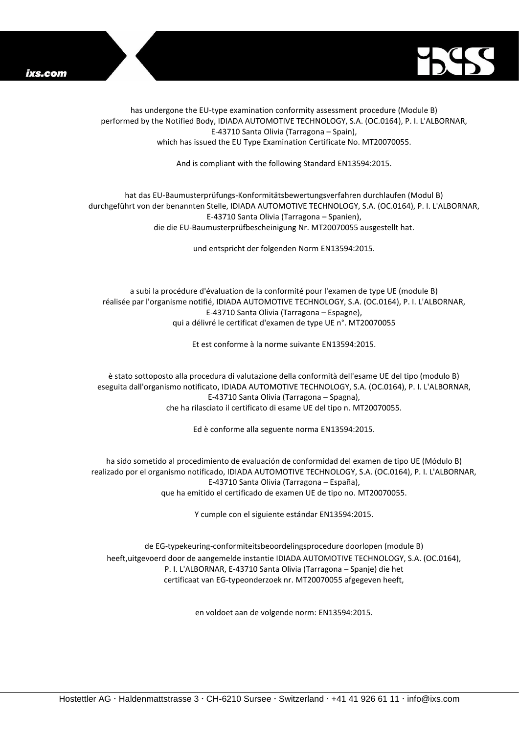has undergone the EU-type examination conformity assessment procedure (Module B)
performed by the Notified Body, IDIADA AUTOMOTIVE TECHNOLOGY, S.A. (OC.0164), P. I. L'ALBORNAR,
E-43710 Santa Olivia (Tarragona – Spain),
which has issued the EU Type Examination Certificate No. MT20070055.

And is compliant with the following Standard EN13594:2015.

hat das EU-Baumusterprüfungs-Konformitätsbewertungsverfahren durchlaufen (Modul B)
durchgeführt von der benannten Stelle, IDIADA AUTOMOTIVE TECHNOLOGY, S.A. (OC.0164), P. I. L'ALBORNAR,
E-43710 Santa Olivia (Tarragona – Spanien),
die die EU-Baumusterprüfbescheinigung Nr. MT20070055 ausgestellt hat.

und entspricht der folgenden Norm EN13594:2015.

a subi la procédure d'évaluation de la conformité pour l'examen de type UE (module B)
réalisée par l'organisme notifié, IDIADA AUTOMOTIVE TECHNOLOGY, S.A. (OC.0164), P. I. L'ALBORNAR,
E-43710 Santa Olivia (Tarragona – Espagne),
qui a délivré le certificat d'examen de type UE n°. MT20070055

Et est conforme à la norme suivante EN13594:2015.

è stato sottoposto alla procedura di valutazione della conformità dell'esame UE del tipo (modulo B)
eseguita dall'organismo notificato, IDIADA AUTOMOTIVE TECHNOLOGY, S.A. (OC.0164), P. I. L'ALBORNAR,
E-43710 Santa Olivia (Tarragona – Spagna),
che ha rilasciato il certificato di esame UE del tipo n. MT20070055.

Ed è conforme alla seguente norma EN13594:2015.

ha sido sometido al procedimiento de evaluación de conformidad del examen de tipo UE (Módulo B)
realizado por el organismo notificado, IDIADA AUTOMOTIVE TECHNOLOGY, S.A. (OC.0164), P. I. L'ALBORNAR,
E-43710 Santa Olivia (Tarragona – España),
que ha emitido el certificado de examen UE de tipo no. MT20070055.

Y cumple con el siguiente estándar EN13594:2015.

de EG-typekeuring-conformiteitsbeoordelingsprocedure doorlopen (module B)
heeft,uitgevoerd door de aangemelde instantie IDIADA AUTOMOTIVE TECHNOLOGY, S.A. (OC.0164),
P. I. L'ALBORNAR, E-43710 Santa Olivia (Tarragona – Spanje) die het
certificaat van EG-typeonderzoek nr. MT20070055 afgegeven heeft,

en voldoet aan de volgende norm: EN13594:2015.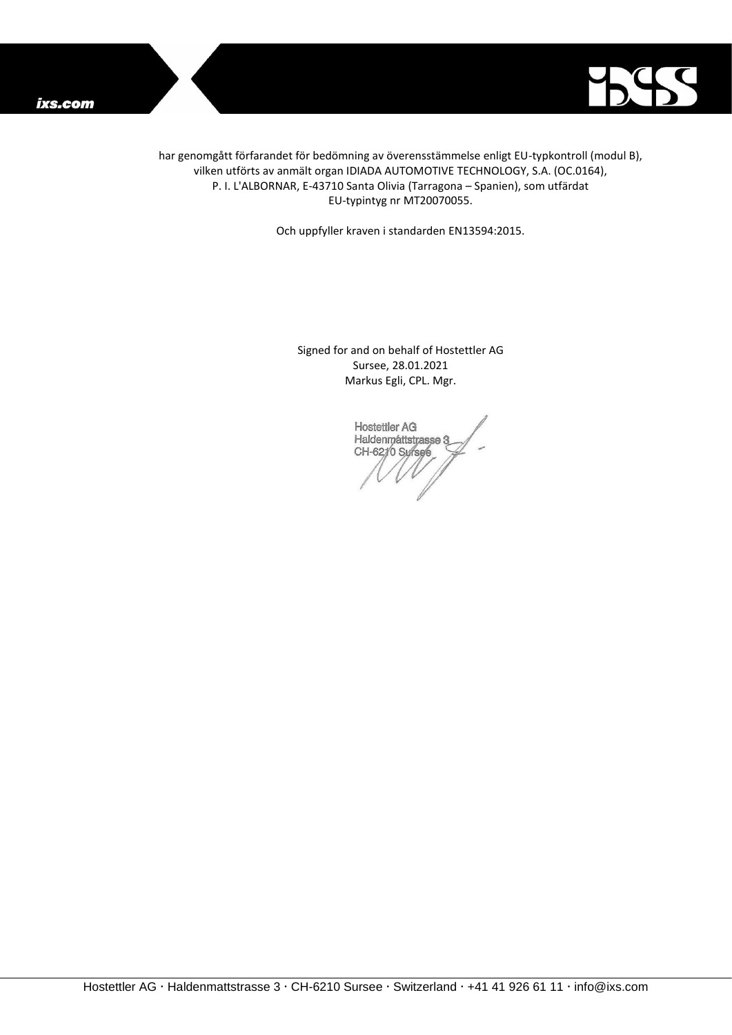har genomgått förfarandet för bedömning av överensstämmelse enligt EU-typkontroll (modul B), vilken utförts av anmält organ IDIADA AUTOMOTIVE TECHNOLOGY, S.A. (OC.0164), P. I. L'ALBORNAR, E-43710 Santa Olivia (Tarragona – Spanien), som utfärdat EU-typintyg nr MT20070055.

Och uppfyller kraven i standarden EN13594:2015.

Signed for and on behalf of Hostettler AG
Sursee, 28.01.2021
Markus Egli, CPL. Mgr.

Hostettler AG
Haldenmattstrasse 3
CH-6210 Sursee